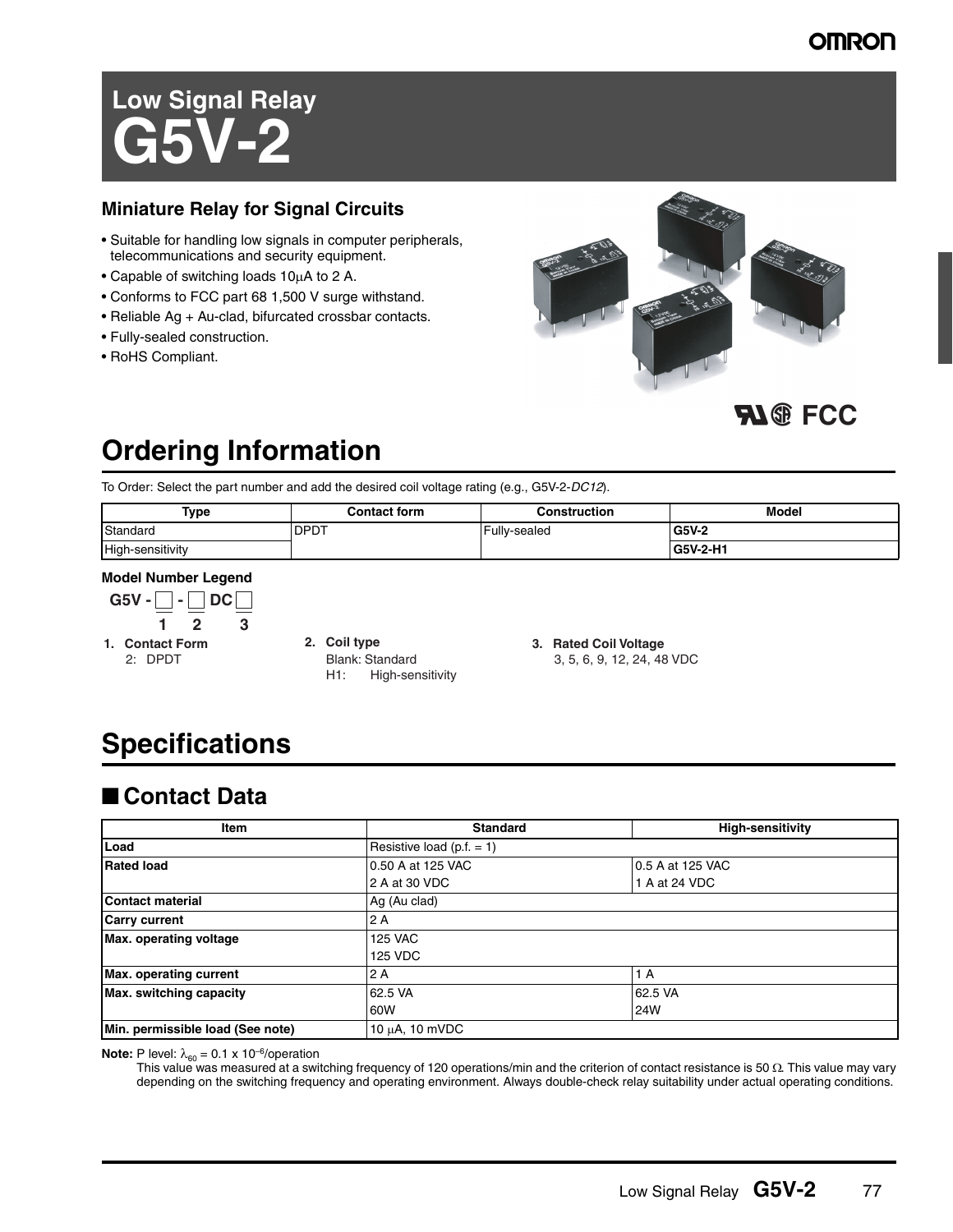# Low Signal Relay
# G5V-2

## Miniature Relay for Signal Circuits

- Suitable for handling low signals in computer peripherals, telecommunications and security equipment.
- Capable of switching loads 10μA to 2 A.
- Conforms to FCC part 68 1,500 V surge withstand.
- Reliable Ag + Au-clad, bifurcated crossbar contacts.
- Fully-sealed construction.
- RoHS Compliant.

# Ordering Information

To Order: Select the part number and add the desired coil voltage rating (e.g., G5V-2-*DC12*).

| Type | Contact form | Construction | Model |
|---|---|---|---|
| Standard | DPDT | Fully-sealed | **G5V-2** |
| High-sensitivity | | | **G5V-2-H1** |

**Model Number Legend**

G5V - □ - □ DC □
1 2 3

1. **Contact Form**
   2: DPDT
2. **Coil type**
   Blank: Standard
   H1: High-sensitivity
3. **Rated Coil Voltage**
   3, 5, 6, 9, 12, 24, 48 VDC

# Specifications

## ■ Contact Data

| Item | Standard | High-sensitivity |
|---|---|---|
| **Load** | Resistive load (p.f. = 1) | |
| **Rated load** | 0.50 A at 125 VAC<br>2 A at 30 VDC | 0.5 A at 125 VAC<br>1 A at 24 VDC |
| **Contact material** | Ag (Au clad) | |
| **Carry current** | 2 A | |
| **Max. operating voltage** | 125 VAC<br>125 VDC | |
| **Max. operating current** | 2 A | 1 A |
| **Max. switching capacity** | 62.5 VA<br>60W | 62.5 VA<br>24W |
| **Min. permissible load (See note)** | 10 μA, 10 mVDC | |

**Note:** P level: $\lambda_{60} = 0.1 \times 10^{-6}$/operation
This value was measured at a switching frequency of 120 operations/min and the criterion of contact resistance is 50 Ω. This value may vary depending on the switching frequency and operating environment. Always double-check relay suitability under actual operating conditions.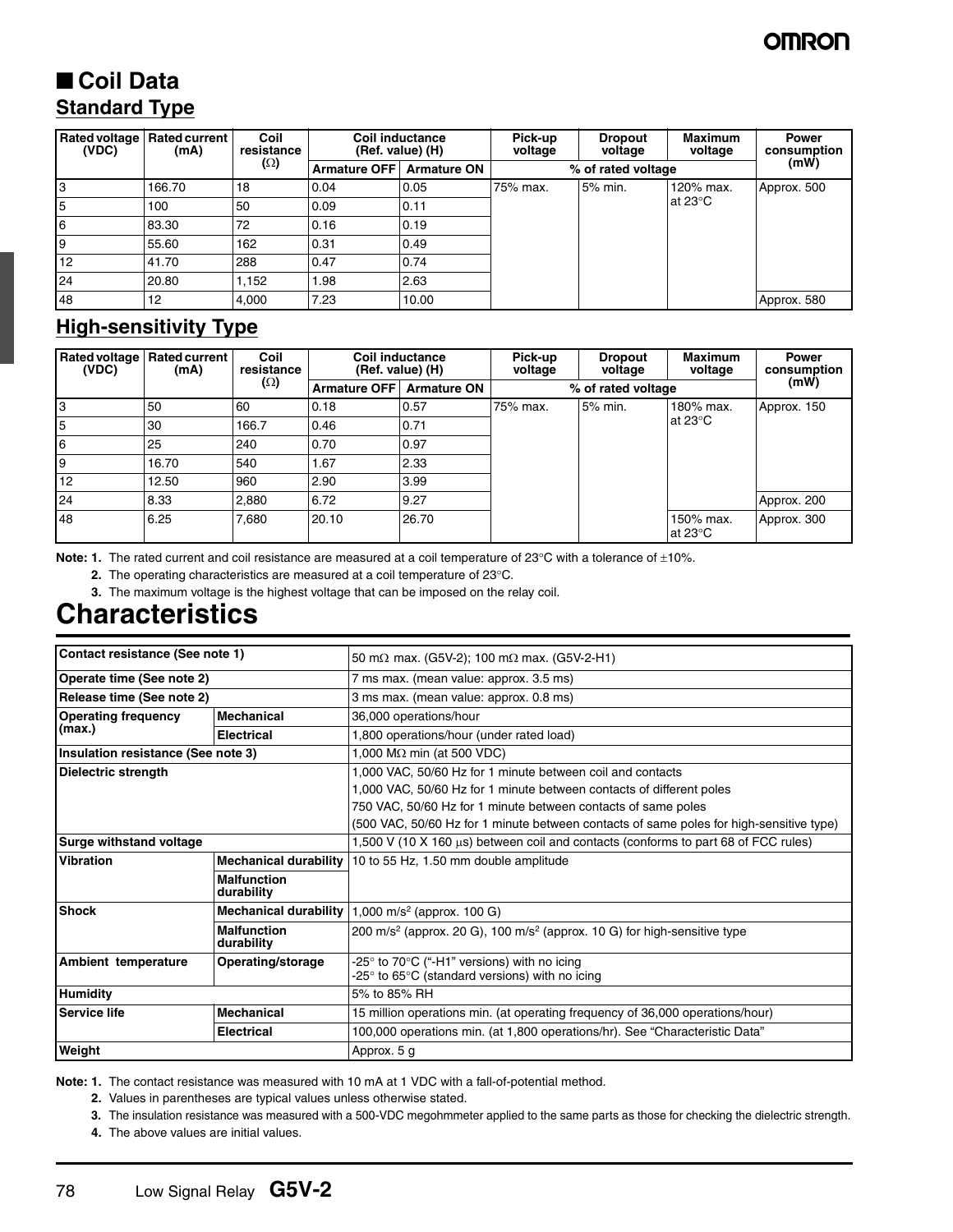## ■ Coil Data

### Standard Type

| Rated voltage (VDC) | Rated current (mA) | Coil resistance (Ω) | Coil inductance (Ref. value) (H) | | Pick-up voltage | Dropout voltage | Maximum voltage | Power consumption (mW) |
|---|---|---|---|---|---|---|---|---|
| | | | Armature OFF | Armature ON | % of rated voltage | | | |
| 3 | 166.70 | 18 | 0.04 | 0.05 | 75% max. | 5% min. | 120% max. at 23°C | Approx. 500 |
| 5 | 100 | 50 | 0.09 | 0.11 | | | | |
| 6 | 83.30 | 72 | 0.16 | 0.19 | | | | |
| 9 | 55.60 | 162 | 0.31 | 0.49 | | | | |
| 12 | 41.70 | 288 | 0.47 | 0.74 | | | | |
| 24 | 20.80 | 1,152 | 1.98 | 2.63 | | | | |
| 48 | 12 | 4,000 | 7.23 | 10.00 | | | | Approx. 580 |

### High-sensitivity Type

| Rated voltage (VDC) | Rated current (mA) | Coil resistance (Ω) | Coil inductance (Ref. value) (H) | | Pick-up voltage | Dropout voltage | Maximum voltage | Power consumption (mW) |
|---|---|---|---|---|---|---|---|---|
| | | | Armature OFF | Armature ON | % of rated voltage | | | |
| 3 | 50 | 60 | 0.18 | 0.57 | 75% max. | 5% min. | 180% max. at 23°C | Approx. 150 |
| 5 | 30 | 166.7 | 0.46 | 0.71 | | | | |
| 6 | 25 | 240 | 0.70 | 0.97 | | | | |
| 9 | 16.70 | 540 | 1.67 | 2.33 | | | | |
| 12 | 12.50 | 960 | 2.90 | 3.99 | | | | |
| 24 | 8.33 | 2,880 | 6.72 | 9.27 | | | | Approx. 200 |
| 48 | 6.25 | 7,680 | 20.10 | 26.70 | | | 150% max. at 23°C | Approx. 300 |

**Note: 1.** The rated current and coil resistance are measured at a coil temperature of 23°C with a tolerance of ±10%.

**2.** The operating characteristics are measured at a coil temperature of 23°C.

**3.** The maximum voltage is the highest voltage that can be imposed on the relay coil.

# Characteristics

| Item | | Value |
|---|---|---|
| **Contact resistance (See note 1)** | | 50 mΩ max. (G5V-2); 100 mΩ max. (G5V-2-H1) |
| **Operate time (See note 2)** | | 7 ms max. (mean value: approx. 3.5 ms) |
| **Release time (See note 2)** | | 3 ms max. (mean value: approx. 0.8 ms) |
| **Operating frequency (max.)** | **Mechanical** | 36,000 operations/hour |
| | **Electrical** | 1,800 operations/hour (under rated load) |
| **Insulation resistance (See note 3)** | | 1,000 MΩ min (at 500 VDC) |
| **Dielectric strength** | | 1,000 VAC, 50/60 Hz for 1 minute between coil and contacts<br>1,000 VAC, 50/60 Hz for 1 minute between contacts of different poles<br>750 VAC, 50/60 Hz for 1 minute between contacts of same poles<br>(500 VAC, 50/60 Hz for 1 minute between contacts of same poles for high-sensitive type) |
| **Surge withstand voltage** | | 1,500 V (10 X 160 μs) between coil and contacts (conforms to part 68 of FCC rules) |
| **Vibration** | **Mechanical durability** | 10 to 55 Hz, 1.50 mm double amplitude |
| | **Malfunction durability** | |
| **Shock** | **Mechanical durability** | 1,000 m/s² (approx. 100 G) |
| | **Malfunction durability** | 200 m/s² (approx. 20 G), 100 m/s² (approx. 10 G) for high-sensitive type |
| **Ambient temperature** | **Operating/storage** | -25° to 70°C ("-H1" versions) with no icing<br>-25° to 65°C (standard versions) with no icing |
| **Humidity** | | 5% to 85% RH |
| **Service life** | **Mechanical** | 15 million operations min. (at operating frequency of 36,000 operations/hour) |
| | **Electrical** | 100,000 operations min. (at 1,800 operations/hr). See "Characteristic Data" |
| **Weight** | | Approx. 5 g |

**Note: 1.** The contact resistance was measured with 10 mA at 1 VDC with a fall-of-potential method.

**2.** Values in parentheses are typical values unless otherwise stated.

**3.** The insulation resistance was measured with a 500-VDC megohmmeter applied to the same parts as those for checking the dielectric strength.

**4.** The above values are initial values.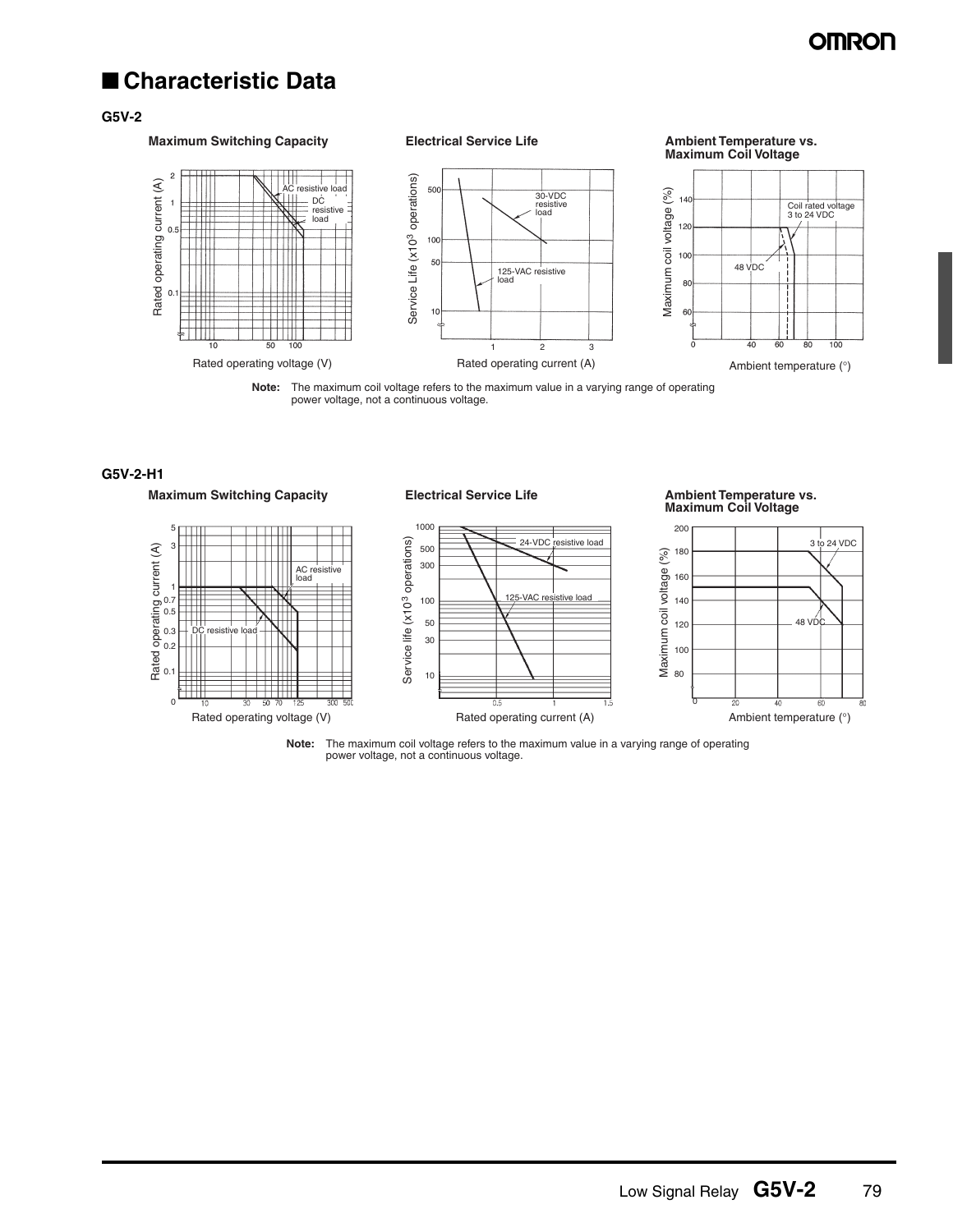## ■ Characteristic Data

### G5V-2

**Maximum Switching Capacity**

**Electrical Service Life**

**Ambient Temperature vs. Maximum Coil Voltage**

**Note:** The maximum coil voltage refers to the maximum value in a varying range of operating power voltage, not a continuous voltage.

### G5V-2-H1

**Maximum Switching Capacity**

**Electrical Service Life**

**Ambient Temperature vs. Maximum Coil Voltage**

**Note:** The maximum coil voltage refers to the maximum value in a varying range of operating power voltage, not a continuous voltage.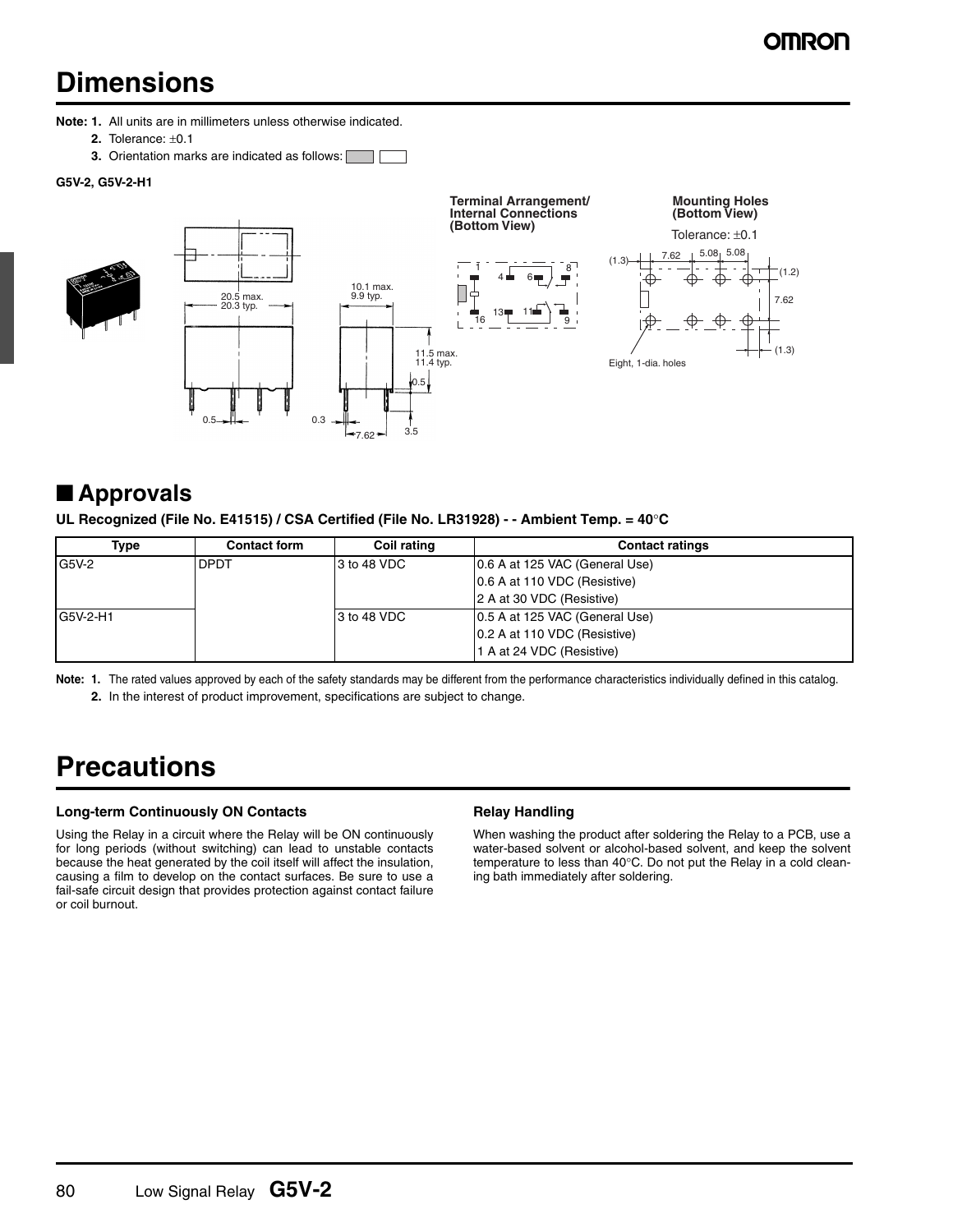# Dimensions

**Note: 1.** All units are in millimeters unless otherwise indicated.

**2.** Tolerance: ±0.1

**3.** Orientation marks are indicated as follows:

**G5V-2, G5V-2-H1**

**Terminal Arrangement/ Internal Connections (Bottom View)**

**Mounting Holes (Bottom View)**

Tolerance: ±0.1

Eight, 1-dia. holes

## ■ Approvals

**UL Recognized (File No. E41515) / CSA Certified (File No. LR31928) - - Ambient Temp. = 40°C**

| Type | Contact form | Coil rating | Contact ratings |
|---|---|---|---|
| G5V-2 | DPDT | 3 to 48 VDC | 0.6 A at 125 VAC (General Use) |
| | | | 0.6 A at 110 VDC (Resistive) |
| | | | 2 A at 30 VDC (Resistive) |
| G5V-2-H1 | | 3 to 48 VDC | 0.5 A at 125 VAC (General Use) |
| | | | 0.2 A at 110 VDC (Resistive) |
| | | | 1 A at 24 VDC (Resistive) |

**Note: 1.** The rated values approved by each of the safety standards may be different from the performance characteristics individually defined in this catalog.

**2.** In the interest of product improvement, specifications are subject to change.

# Precautions

### Long-term Continuously ON Contacts

Using the Relay in a circuit where the Relay will be ON continuously for long periods (without switching) can lead to unstable contacts because the heat generated by the coil itself will affect the insulation, causing a film to develop on the contact surfaces. Be sure to use a fail-safe circuit design that provides protection against contact failure or coil burnout.

### Relay Handling

When washing the product after soldering the Relay to a PCB, use a water-based solvent or alcohol-based solvent, and keep the solvent temperature to less than 40°C. Do not put the Relay in a cold cleaning bath immediately after soldering.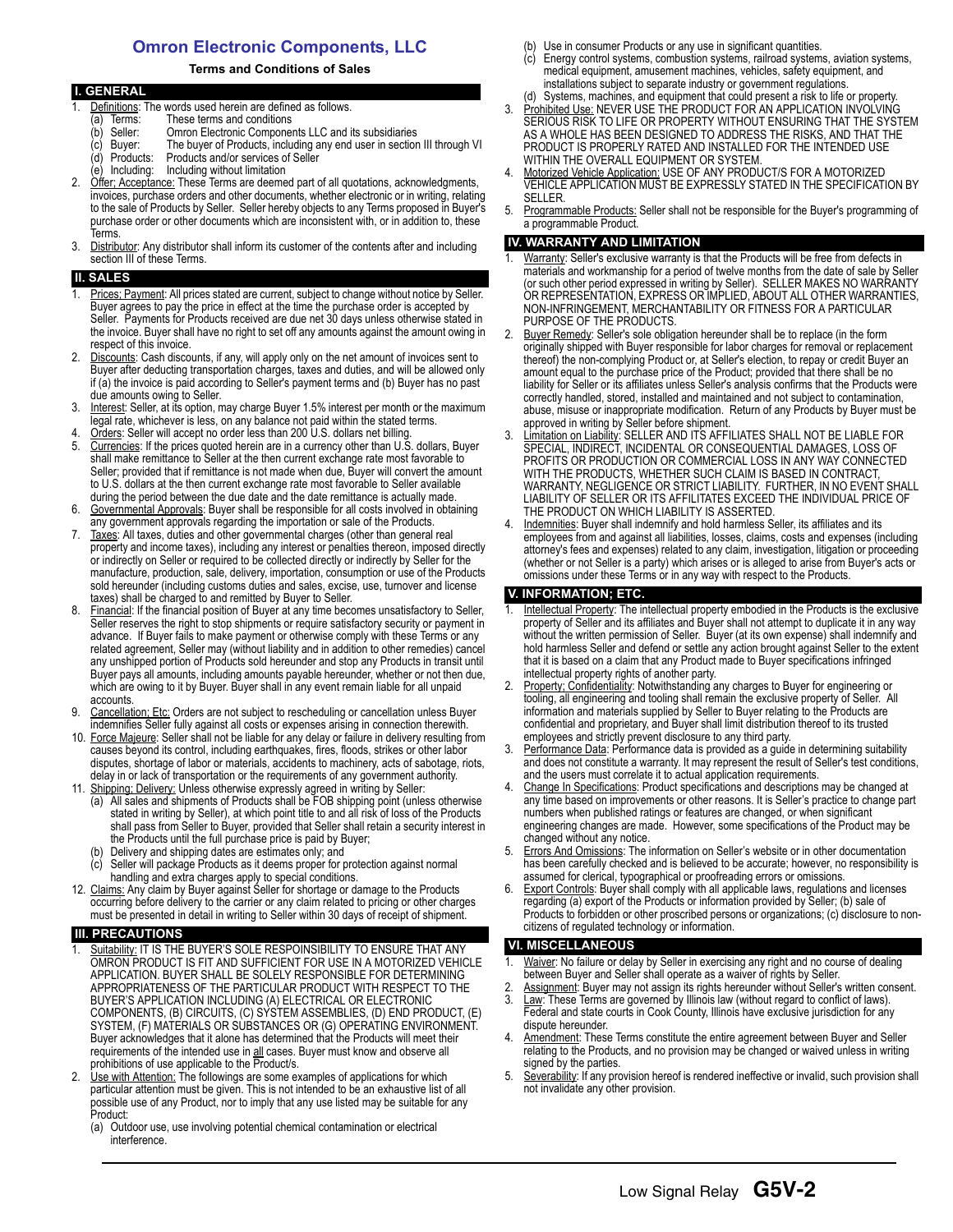# Omron Electronic Components, LLC

**Terms and Conditions of Sales**

## I. GENERAL

1. Definitions: The words used herein are defined as follows.
   - (a) Terms: These terms and conditions
   - (b) Seller: Omron Electronic Components LLC and its subsidiaries
   - (c) Buyer: The buyer of Products, including any end user in section III through VI
   - (d) Products: Products and/or services of Seller
   - (e) Including: Including without limitation
2. Offer; Acceptance: These Terms are deemed part of all quotations, acknowledgments, invoices, purchase orders and other documents, whether electronic or in writing, relating to the sale of Products by Seller. Seller hereby objects to any Terms proposed in Buyer's purchase order or other documents which are inconsistent with, or in addition to, these Terms.
3. Distributor: Any distributor shall inform its customer of the contents after and including section III of these Terms.

## II. SALES

1. Prices; Payment: All prices stated are current, subject to change without notice by Seller. Buyer agrees to pay the price in effect at the time the purchase order is accepted by Seller. Payments for Products received are due net 30 days unless otherwise stated in the invoice. Buyer shall have no right to set off any amounts against the amount owing in respect of this invoice.
2. Discounts: Cash discounts, if any, will apply only on the net amount of invoices sent to Buyer after deducting transportation charges, taxes and duties, and will be allowed only if (a) the invoice is paid according to Seller's payment terms and (b) Buyer has no past due amounts owing to Seller.
3. Interest: Seller, at its option, may charge Buyer 1.5% interest per month or the maximum legal rate, whichever is less, on any balance not paid within the stated terms.
4. Orders: Seller will accept no order less than 200 U.S. dollars net billing.
5. Currencies: If the prices quoted herein are in a currency other than U.S. dollars, Buyer shall make remittance to Seller at the then current exchange rate most favorable to Seller; provided that if remittance is not made when due, Buyer will convert the amount to U.S. dollars at the then current exchange rate most favorable to Seller available during the period between the due date and the date remittance is actually made.
6. Governmental Approvals: Buyer shall be responsible for all costs involved in obtaining any government approvals regarding the importation or sale of the Products.
7. Taxes: All taxes, duties and other governmental charges (other than general real property and income taxes), including any interest or penalties thereon, imposed directly or indirectly on Seller or required to be collected directly or indirectly by Seller for the manufacture, production, sale, delivery, importation, consumption or use of the Products sold hereunder (including customs duties and sales, excise, use, turnover and license taxes) shall be charged to and remitted by Buyer to Seller.
8. Financial: If the financial position of Buyer at any time becomes unsatisfactory to Seller, Seller reserves the right to stop shipments or require satisfactory security or payment in advance. If Buyer fails to make payment or otherwise comply with these Terms or any related agreement, Seller may (without liability and in addition to other remedies) cancel any unshipped portion of Products sold hereunder and stop any Products in transit until Buyer pays all amounts, including amounts payable hereunder, whether or not then due, which are owing to it by Buyer. Buyer shall in any event remain liable for all unpaid accounts.
9. Cancellation; Etc: Orders are not subject to rescheduling or cancellation unless Buyer indemnifies Seller fully against all costs or expenses arising in connection therewith.
10. Force Majeure: Seller shall not be liable for any delay or failure in delivery resulting from causes beyond its control, including earthquakes, fires, floods, strikes or other labor disputes, shortage of labor or materials, accidents to machinery, acts of sabotage, riots, delay in or lack of transportation or the requirements of any government authority.
11. Shipping; Delivery: Unless otherwise expressly agreed in writing by Seller:
    - (a) All sales and shipments of Products shall be FOB shipping point (unless otherwise stated in writing by Seller), at which point title to and all risk of loss of the Products shall pass from Seller to Buyer, provided that Seller shall retain a security interest in the Products until the full purchase price is paid by Buyer;
    - (b) Delivery and shipping dates are estimates only; and
    - (c) Seller will package Products as it deems proper for protection against normal handling and extra charges apply to special conditions.
12. Claims: Any claim by Buyer against Seller for shortage or damage to the Products occurring before delivery to the carrier or any claim related to pricing or other charges must be presented in detail in writing to Seller within 30 days of receipt of shipment.

## III. PRECAUTIONS

1. Suitability: IT IS THE BUYER'S SOLE RESPOINSIBILITY TO ENSURE THAT ANY OMRON PRODUCT IS FIT AND SUFFICIENT FOR USE IN A MOTORIZED VEHICLE APPLICATION. BUYER SHALL BE SOLELY RESPONSIBLE FOR DETERMINING APPROPRIATENESS OF THE PARTICULAR PRODUCT WITH RESPECT TO THE BUYER'S APPLICATION INCLUDING (A) ELECTRICAL OR ELECTRONIC COMPONENTS, (B) CIRCUITS, (C) SYSTEM ASSEMBLIES, (D) END PRODUCT, (E) SYSTEM, (F) MATERIALS OR SUBSTANCES OR (G) OPERATING ENVIRONMENT. Buyer acknowledges that it alone has determined that the Products will meet their requirements of the intended use in all cases. Buyer must know and observe all prohibitions of use applicable to the Product/s.
2. Use with Attention: The followings are some examples of applications for which particular attention must be given. This is not intended to be an exhaustive list of all possible use of any Product, nor to imply that any use listed may be suitable for any Product:
   - (a) Outdoor use, use involving potential chemical contamination or electrical interference.
   - (b) Use in consumer Products or any use in significant quantities.
   - (c) Energy control systems, combustion systems, railroad systems, aviation systems, medical equipment, amusement machines, vehicles, safety equipment, and installations subject to separate industry or government regulations.
   - (d) Systems, machines, and equipment that could present a risk to life or property.
3. Prohibited Use: NEVER USE THE PRODUCT FOR AN APPLICATION INVOLVING SERIOUS RISK TO LIFE OR PROPERTY WITHOUT ENSURING THAT THE SYSTEM AS A WHOLE HAS BEEN DESIGNED TO ADDRESS THE RISKS, AND THAT THE PRODUCT IS PROPERLY RATED AND INSTALLED FOR THE INTENDED USE WITHIN THE OVERALL EQUIPMENT OR SYSTEM.
4. Motorized Vehicle Application: USE OF ANY PRODUCT/S FOR A MOTORIZED VEHICLE APPLICATION MUST BE EXPRESSLY STATED IN THE SPECIFICATION BY SELLER.
5. Programmable Products: Seller shall not be responsible for the Buyer's programming of a programmable Product.

## IV. WARRANTY AND LIMITATION

1. Warranty: Seller's exclusive warranty is that the Products will be free from defects in materials and workmanship for a period of twelve months from the date of sale by Seller (or such other period expressed in writing by Seller). SELLER MAKES NO WARRANTY OR REPRESENTATION, EXPRESS OR IMPLIED, ABOUT ALL OTHER WARRANTIES, NON-INFRINGEMENT, MERCHANTABILITY OR FITNESS FOR A PARTICULAR PURPOSE OF THE PRODUCTS.
2. Buyer Remedy: Seller's sole obligation hereunder shall be to replace (in the form originally shipped with Buyer responsible for labor charges for removal or replacement thereof) the non-complying Product or, at Seller's election, to repay or credit Buyer an amount equal to the purchase price of the Product; provided that there shall be no liability for Seller or its affiliates unless Seller's analysis confirms that the Products were correctly handled, stored, installed and maintained and not subject to contamination, abuse, misuse or inappropriate modification. Return of any Products by Buyer must be approved in writing by Seller before shipment.
3. Limitation on Liability: SELLER AND ITS AFFILIATES SHALL NOT BE LIABLE FOR SPECIAL, INDIRECT, INCIDENTAL OR CONSEQUENTIAL DAMAGES, LOSS OF PROFITS OR PRODUCTION OR COMMERCIAL LOSS IN ANY WAY CONNECTED WITH THE PRODUCTS, WHETHER SUCH CLAIM IS BASED IN CONTRACT, WARRANTY, NEGLIGENCE OR STRICT LIABILITY. FURTHER, IN NO EVENT SHALL LIABILITY OF SELLER OR ITS AFFILITATES EXCEED THE INDIVIDUAL PRICE OF THE PRODUCT ON WHICH LIABILITY IS ASSERTED.
4. Indemnities: Buyer shall indemnify and hold harmless Seller, its affiliates and its employees from and against all liabilities, losses, claims, costs and expenses (including attorney's fees and expenses) related to any claim, investigation, litigation or proceeding (whether or not Seller is a party) which arises or is alleged to arise from Buyer's acts or omissions under these Terms or in any way with respect to the Products.

## V. INFORMATION; ETC.

1. Intellectual Property: The intellectual property embodied in the Products is the exclusive property of Seller and its affiliates and Buyer shall not attempt to duplicate it in any way without the written permission of Seller. Buyer (at its own expense) shall indemnify and hold harmless Seller and defend or settle any action brought against Seller to the extent that it is based on a claim that any Product made to Buyer specifications infringed intellectual property rights of another party.
2. Property; Confidentiality: Notwithstanding any charges to Buyer for engineering or tooling, all engineering and tooling shall remain the exclusive property of Seller. All information and materials supplied by Seller to Buyer relating to the Products are confidential and proprietary, and Buyer shall limit distribution thereof to its trusted employees and strictly prevent disclosure to any third party.
3. Performance Data: Performance data is provided as a guide in determining suitability and does not constitute a warranty. It may represent the result of Seller's test conditions, and the users must correlate it to actual application requirements.
4. Change In Specifications: Product specifications and descriptions may be changed at any time based on improvements or other reasons. It is Seller's practice to change part numbers when published ratings or features are changed, or when significant engineering changes are made. However, some specifications of the Product may be changed without any notice.
5. Errors And Omissions: The information on Seller's website or in other documentation has been carefully checked and is believed to be accurate; however, no responsibility is assumed for clerical, typographical or proofreading errors or omissions.
6. Export Controls: Buyer shall comply with all applicable laws, regulations and licenses regarding (a) export of the Products or information provided by Seller; (b) sale of Products to forbidden or other proscribed persons or organizations; (c) disclosure to non-citizens of regulated technology or information.

## VI. MISCELLANEOUS

1. Waiver: No failure or delay by Seller in exercising any right and no course of dealing between Buyer and Seller shall operate as a waiver of rights by Seller.
2. Assignment: Buyer may not assign its rights hereunder without Seller's written consent.
3. Law: These Terms are governed by Illinois law (without regard to conflict of laws). Federal and state courts in Cook County, Illinois have exclusive jurisdiction for any dispute hereunder.
4. Amendment: These Terms constitute the entire agreement between Buyer and Seller relating to the Products, and no provision may be changed or waived unless in writing signed by the parties.
5. Severability: If any provision hereof is rendered ineffective or invalid, such provision shall not invalidate any other provision.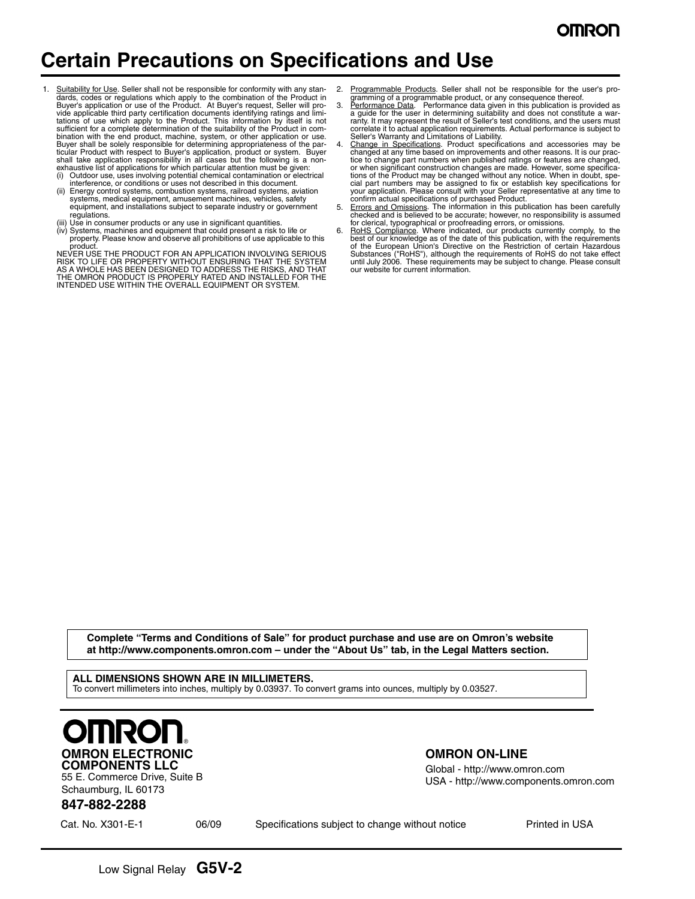# Certain Precautions on Specifications and Use

1. Suitability for Use. Seller shall not be responsible for conformity with any standards, codes or regulations which apply to the combination of the Product in Buyer's application or use of the Product. At Buyer's request, Seller will provide applicable third party certification documents identifying ratings and limitations of use which apply to the Product. This information by itself is not sufficient for a complete determination of the suitability of the Product in combination with the end product, machine, system, or other application or use. Buyer shall be solely responsible for determining appropriateness of the particular Product with respect to Buyer's application, product or system. Buyer shall take application responsibility in all cases but the following is a non-exhaustive list of applications for which particular attention must be given:
   (i) Outdoor use, uses involving potential chemical contamination or electrical interference, or conditions or uses not described in this document.
   (ii) Energy control systems, combustion systems, railroad systems, aviation systems, medical equipment, amusement machines, vehicles, safety equipment, and installations subject to separate industry or government regulations.
   (iii) Use in consumer products or any use in significant quantities.
   (iv) Systems, machines and equipment that could present a risk to life or property. Please know and observe all prohibitions of use applicable to this product.

   NEVER USE THE PRODUCT FOR AN APPLICATION INVOLVING SERIOUS RISK TO LIFE OR PROPERTY WITHOUT ENSURING THAT THE SYSTEM AS A WHOLE HAS BEEN DESIGNED TO ADDRESS THE RISKS, AND THAT THE OMRON PRODUCT IS PROPERLY RATED AND INSTALLED FOR THE INTENDED USE WITHIN THE OVERALL EQUIPMENT OR SYSTEM.
2. Programmable Products. Seller shall not be responsible for the user's programming of a programmable product, or any consequence thereof.
3. Performance Data. Performance data given in this publication is provided as a guide for the user in determining suitability and does not constitute a warranty. It may represent the result of Seller's test conditions, and the users must correlate it to actual application requirements. Actual performance is subject to Seller's Warranty and Limitations of Liability.
4. Change in Specifications. Product specifications and accessories may be changed at any time based on improvements and other reasons. It is our practice to change part numbers when published ratings or features are changed, or when significant construction changes are made. However, some specifications of the Product may be changed without any notice. When in doubt, special part numbers may be assigned to fix or establish key specifications for your application. Please consult with your Seller representative at any time to confirm actual specifications of purchased Product.
5. Errors and Omissions. The information in this publication has been carefully checked and is believed to be accurate; however, no responsibility is assumed for clerical, typographical or proofreading errors, or omissions.
6. RoHS Compliance. Where indicated, our products currently comply, to the best of our knowledge as of the date of this publication, with the requirements of the European Union's Directive on the Restriction of certain Hazardous Substances ("RoHS"), although the requirements of RoHS do not take effect until July 2006. These requirements may be subject to change. Please consult our website for current information.

**Complete "Terms and Conditions of Sale" for product purchase and use are on Omron's website at http://www.components.omron.com – under the "About Us" tab, in the Legal Matters section.**

**ALL DIMENSIONS SHOWN ARE IN MILLIMETERS.**
To convert millimeters into inches, multiply by 0.03937. To convert grams into ounces, multiply by 0.03527.

**OMRON**

**OMRON ELECTRONIC COMPONENTS LLC**
55 E. Commerce Drive, Suite B
Schaumburg, IL 60173

**847-882-2288**

**OMRON ON-LINE**
Global - http://www.omron.com
USA - http://www.components.omron.com

Cat. No. X301-E-1 06/09 Specifications subject to change without notice Printed in USA

Low Signal Relay **G5V-2**